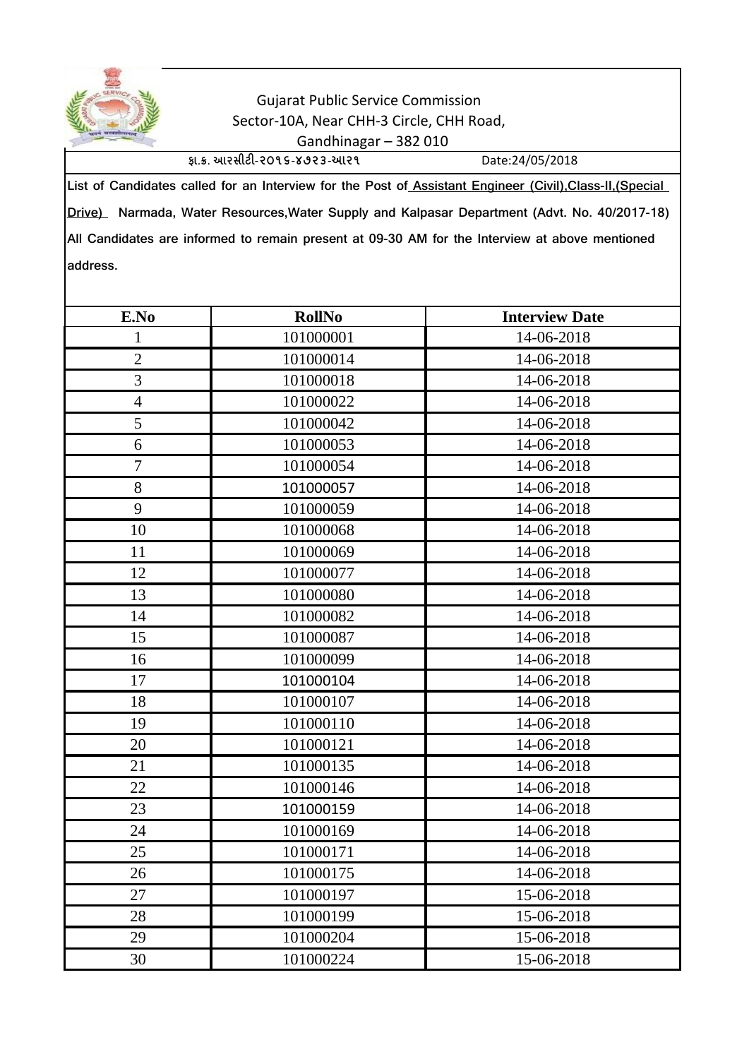Gujarat Public Service Commission
Sector-10A, Near CHH-3 Circle, CHH Road,
Gandhinagar – 382 010

ફા.ક. આરસીટી-૨૦૧૬-૪૭૨૩-આર૧ Date:24/05/2018

List of Candidates called for an Interview for the Post of Assistant Engineer (Civil),Class-II,(Special Drive) Narmada, Water Resources,Water Supply and Kalpasar Department (Advt. No. 40/2017-18) All Candidates are informed to remain present at 09-30 AM for the Interview at above mentioned address.

| E.No | RollNo | Interview Date |
|---|---|---|
| 1 | 101000001 | 14-06-2018 |
| 2 | 101000014 | 14-06-2018 |
| 3 | 101000018 | 14-06-2018 |
| 4 | 101000022 | 14-06-2018 |
| 5 | 101000042 | 14-06-2018 |
| 6 | 101000053 | 14-06-2018 |
| 7 | 101000054 | 14-06-2018 |
| 8 | 101000057 | 14-06-2018 |
| 9 | 101000059 | 14-06-2018 |
| 10 | 101000068 | 14-06-2018 |
| 11 | 101000069 | 14-06-2018 |
| 12 | 101000077 | 14-06-2018 |
| 13 | 101000080 | 14-06-2018 |
| 14 | 101000082 | 14-06-2018 |
| 15 | 101000087 | 14-06-2018 |
| 16 | 101000099 | 14-06-2018 |
| 17 | 101000104 | 14-06-2018 |
| 18 | 101000107 | 14-06-2018 |
| 19 | 101000110 | 14-06-2018 |
| 20 | 101000121 | 14-06-2018 |
| 21 | 101000135 | 14-06-2018 |
| 22 | 101000146 | 14-06-2018 |
| 23 | 101000159 | 14-06-2018 |
| 24 | 101000169 | 14-06-2018 |
| 25 | 101000171 | 14-06-2018 |
| 26 | 101000175 | 14-06-2018 |
| 27 | 101000197 | 15-06-2018 |
| 28 | 101000199 | 15-06-2018 |
| 29 | 101000204 | 15-06-2018 |
| 30 | 101000224 | 15-06-2018 |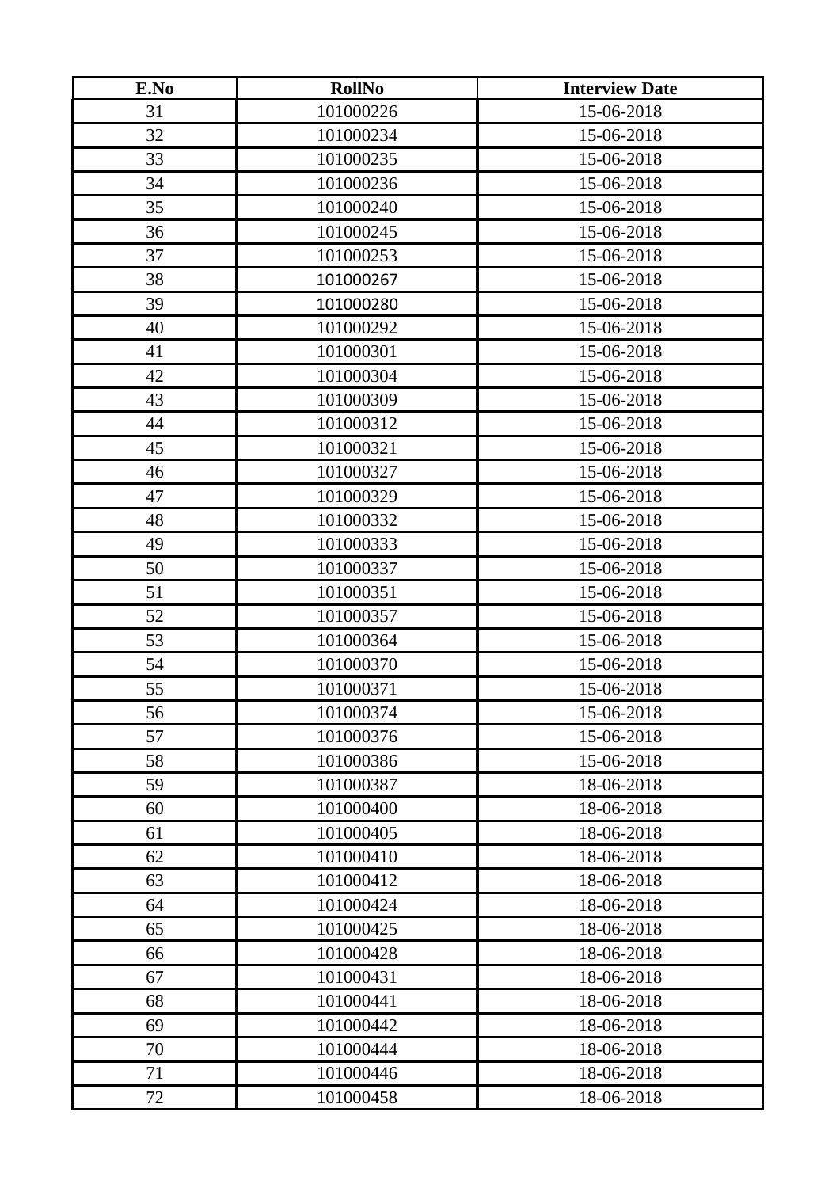| E.No | RollNo | Interview Date |
| --- | --- | --- |
| 31 | 101000226 | 15-06-2018 |
| 32 | 101000234 | 15-06-2018 |
| 33 | 101000235 | 15-06-2018 |
| 34 | 101000236 | 15-06-2018 |
| 35 | 101000240 | 15-06-2018 |
| 36 | 101000245 | 15-06-2018 |
| 37 | 101000253 | 15-06-2018 |
| 38 | 101000267 | 15-06-2018 |
| 39 | 101000280 | 15-06-2018 |
| 40 | 101000292 | 15-06-2018 |
| 41 | 101000301 | 15-06-2018 |
| 42 | 101000304 | 15-06-2018 |
| 43 | 101000309 | 15-06-2018 |
| 44 | 101000312 | 15-06-2018 |
| 45 | 101000321 | 15-06-2018 |
| 46 | 101000327 | 15-06-2018 |
| 47 | 101000329 | 15-06-2018 |
| 48 | 101000332 | 15-06-2018 |
| 49 | 101000333 | 15-06-2018 |
| 50 | 101000337 | 15-06-2018 |
| 51 | 101000351 | 15-06-2018 |
| 52 | 101000357 | 15-06-2018 |
| 53 | 101000364 | 15-06-2018 |
| 54 | 101000370 | 15-06-2018 |
| 55 | 101000371 | 15-06-2018 |
| 56 | 101000374 | 15-06-2018 |
| 57 | 101000376 | 15-06-2018 |
| 58 | 101000386 | 15-06-2018 |
| 59 | 101000387 | 18-06-2018 |
| 60 | 101000400 | 18-06-2018 |
| 61 | 101000405 | 18-06-2018 |
| 62 | 101000410 | 18-06-2018 |
| 63 | 101000412 | 18-06-2018 |
| 64 | 101000424 | 18-06-2018 |
| 65 | 101000425 | 18-06-2018 |
| 66 | 101000428 | 18-06-2018 |
| 67 | 101000431 | 18-06-2018 |
| 68 | 101000441 | 18-06-2018 |
| 69 | 101000442 | 18-06-2018 |
| 70 | 101000444 | 18-06-2018 |
| 71 | 101000446 | 18-06-2018 |
| 72 | 101000458 | 18-06-2018 |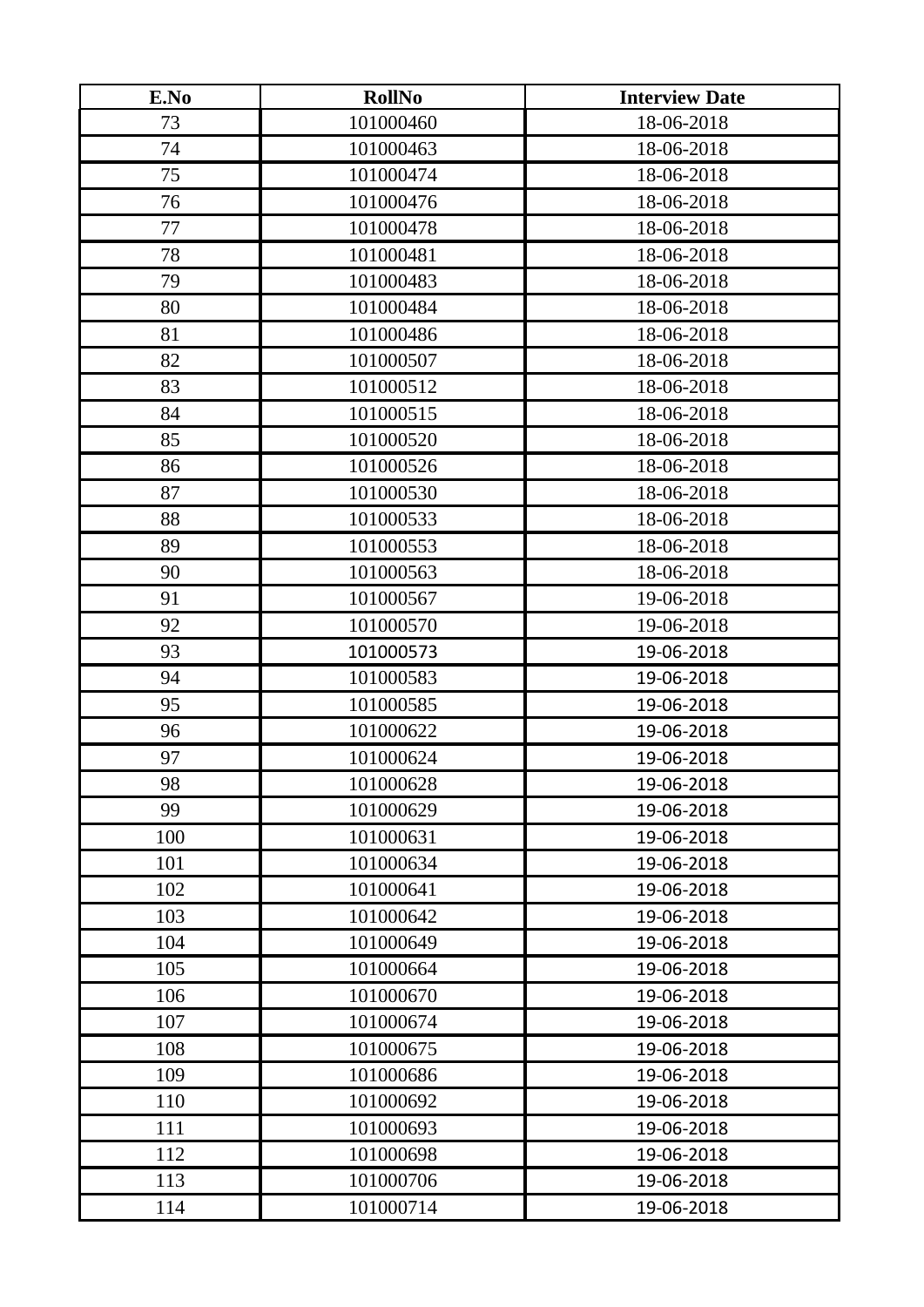| E.No | RollNo | Interview Date |
|---|---|---|
| 73 | 101000460 | 18-06-2018 |
| 74 | 101000463 | 18-06-2018 |
| 75 | 101000474 | 18-06-2018 |
| 76 | 101000476 | 18-06-2018 |
| 77 | 101000478 | 18-06-2018 |
| 78 | 101000481 | 18-06-2018 |
| 79 | 101000483 | 18-06-2018 |
| 80 | 101000484 | 18-06-2018 |
| 81 | 101000486 | 18-06-2018 |
| 82 | 101000507 | 18-06-2018 |
| 83 | 101000512 | 18-06-2018 |
| 84 | 101000515 | 18-06-2018 |
| 85 | 101000520 | 18-06-2018 |
| 86 | 101000526 | 18-06-2018 |
| 87 | 101000530 | 18-06-2018 |
| 88 | 101000533 | 18-06-2018 |
| 89 | 101000553 | 18-06-2018 |
| 90 | 101000563 | 18-06-2018 |
| 91 | 101000567 | 19-06-2018 |
| 92 | 101000570 | 19-06-2018 |
| 93 | 101000573 | 19-06-2018 |
| 94 | 101000583 | 19-06-2018 |
| 95 | 101000585 | 19-06-2018 |
| 96 | 101000622 | 19-06-2018 |
| 97 | 101000624 | 19-06-2018 |
| 98 | 101000628 | 19-06-2018 |
| 99 | 101000629 | 19-06-2018 |
| 100 | 101000631 | 19-06-2018 |
| 101 | 101000634 | 19-06-2018 |
| 102 | 101000641 | 19-06-2018 |
| 103 | 101000642 | 19-06-2018 |
| 104 | 101000649 | 19-06-2018 |
| 105 | 101000664 | 19-06-2018 |
| 106 | 101000670 | 19-06-2018 |
| 107 | 101000674 | 19-06-2018 |
| 108 | 101000675 | 19-06-2018 |
| 109 | 101000686 | 19-06-2018 |
| 110 | 101000692 | 19-06-2018 |
| 111 | 101000693 | 19-06-2018 |
| 112 | 101000698 | 19-06-2018 |
| 113 | 101000706 | 19-06-2018 |
| 114 | 101000714 | 19-06-2018 |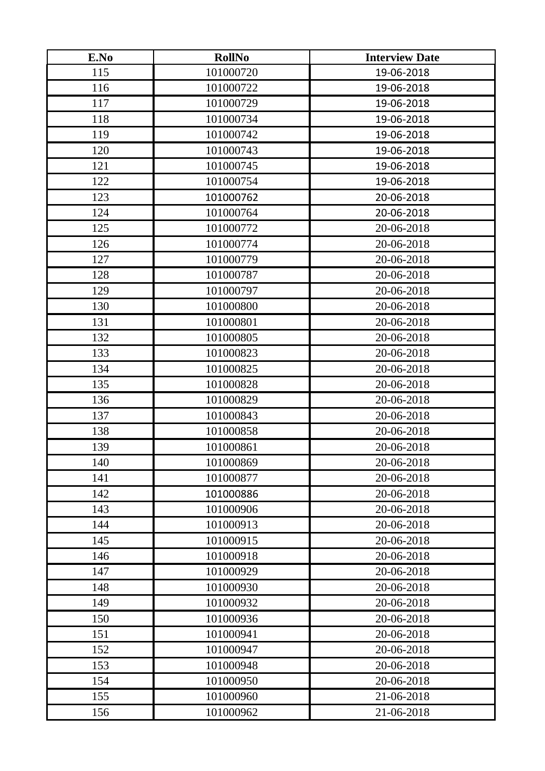| E.No | RollNo | Interview Date |
|---|---|---|
| 115 | 101000720 | 19-06-2018 |
| 116 | 101000722 | 19-06-2018 |
| 117 | 101000729 | 19-06-2018 |
| 118 | 101000734 | 19-06-2018 |
| 119 | 101000742 | 19-06-2018 |
| 120 | 101000743 | 19-06-2018 |
| 121 | 101000745 | 19-06-2018 |
| 122 | 101000754 | 19-06-2018 |
| 123 | 101000762 | 20-06-2018 |
| 124 | 101000764 | 20-06-2018 |
| 125 | 101000772 | 20-06-2018 |
| 126 | 101000774 | 20-06-2018 |
| 127 | 101000779 | 20-06-2018 |
| 128 | 101000787 | 20-06-2018 |
| 129 | 101000797 | 20-06-2018 |
| 130 | 101000800 | 20-06-2018 |
| 131 | 101000801 | 20-06-2018 |
| 132 | 101000805 | 20-06-2018 |
| 133 | 101000823 | 20-06-2018 |
| 134 | 101000825 | 20-06-2018 |
| 135 | 101000828 | 20-06-2018 |
| 136 | 101000829 | 20-06-2018 |
| 137 | 101000843 | 20-06-2018 |
| 138 | 101000858 | 20-06-2018 |
| 139 | 101000861 | 20-06-2018 |
| 140 | 101000869 | 20-06-2018 |
| 141 | 101000877 | 20-06-2018 |
| 142 | 101000886 | 20-06-2018 |
| 143 | 101000906 | 20-06-2018 |
| 144 | 101000913 | 20-06-2018 |
| 145 | 101000915 | 20-06-2018 |
| 146 | 101000918 | 20-06-2018 |
| 147 | 101000929 | 20-06-2018 |
| 148 | 101000930 | 20-06-2018 |
| 149 | 101000932 | 20-06-2018 |
| 150 | 101000936 | 20-06-2018 |
| 151 | 101000941 | 20-06-2018 |
| 152 | 101000947 | 20-06-2018 |
| 153 | 101000948 | 20-06-2018 |
| 154 | 101000950 | 20-06-2018 |
| 155 | 101000960 | 21-06-2018 |
| 156 | 101000962 | 21-06-2018 |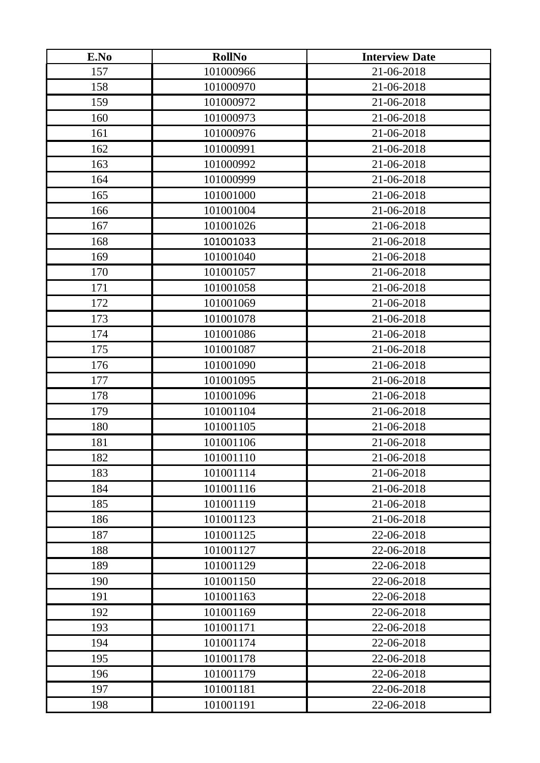| E.No | RollNo | Interview Date |
|---|---|---|
| 157 | 101000966 | 21-06-2018 |
| 158 | 101000970 | 21-06-2018 |
| 159 | 101000972 | 21-06-2018 |
| 160 | 101000973 | 21-06-2018 |
| 161 | 101000976 | 21-06-2018 |
| 162 | 101000991 | 21-06-2018 |
| 163 | 101000992 | 21-06-2018 |
| 164 | 101000999 | 21-06-2018 |
| 165 | 101001000 | 21-06-2018 |
| 166 | 101001004 | 21-06-2018 |
| 167 | 101001026 | 21-06-2018 |
| 168 | 101001033 | 21-06-2018 |
| 169 | 101001040 | 21-06-2018 |
| 170 | 101001057 | 21-06-2018 |
| 171 | 101001058 | 21-06-2018 |
| 172 | 101001069 | 21-06-2018 |
| 173 | 101001078 | 21-06-2018 |
| 174 | 101001086 | 21-06-2018 |
| 175 | 101001087 | 21-06-2018 |
| 176 | 101001090 | 21-06-2018 |
| 177 | 101001095 | 21-06-2018 |
| 178 | 101001096 | 21-06-2018 |
| 179 | 101001104 | 21-06-2018 |
| 180 | 101001105 | 21-06-2018 |
| 181 | 101001106 | 21-06-2018 |
| 182 | 101001110 | 21-06-2018 |
| 183 | 101001114 | 21-06-2018 |
| 184 | 101001116 | 21-06-2018 |
| 185 | 101001119 | 21-06-2018 |
| 186 | 101001123 | 21-06-2018 |
| 187 | 101001125 | 22-06-2018 |
| 188 | 101001127 | 22-06-2018 |
| 189 | 101001129 | 22-06-2018 |
| 190 | 101001150 | 22-06-2018 |
| 191 | 101001163 | 22-06-2018 |
| 192 | 101001169 | 22-06-2018 |
| 193 | 101001171 | 22-06-2018 |
| 194 | 101001174 | 22-06-2018 |
| 195 | 101001178 | 22-06-2018 |
| 196 | 101001179 | 22-06-2018 |
| 197 | 101001181 | 22-06-2018 |
| 198 | 101001191 | 22-06-2018 |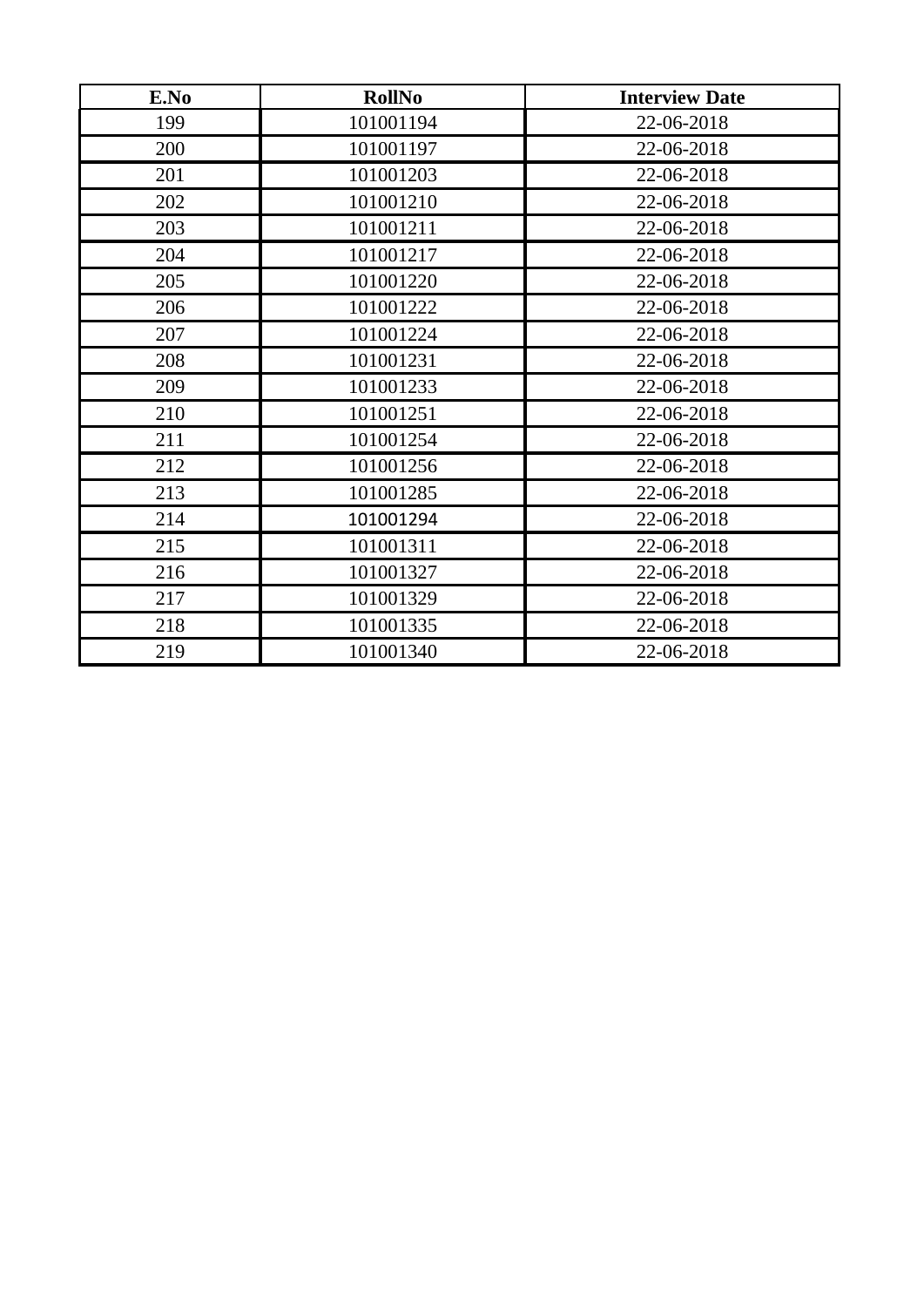| E.No | RollNo | Interview Date |
|---|---|---|
| 199 | 101001194 | 22-06-2018 |
| 200 | 101001197 | 22-06-2018 |
| 201 | 101001203 | 22-06-2018 |
| 202 | 101001210 | 22-06-2018 |
| 203 | 101001211 | 22-06-2018 |
| 204 | 101001217 | 22-06-2018 |
| 205 | 101001220 | 22-06-2018 |
| 206 | 101001222 | 22-06-2018 |
| 207 | 101001224 | 22-06-2018 |
| 208 | 101001231 | 22-06-2018 |
| 209 | 101001233 | 22-06-2018 |
| 210 | 101001251 | 22-06-2018 |
| 211 | 101001254 | 22-06-2018 |
| 212 | 101001256 | 22-06-2018 |
| 213 | 101001285 | 22-06-2018 |
| 214 | 101001294 | 22-06-2018 |
| 215 | 101001311 | 22-06-2018 |
| 216 | 101001327 | 22-06-2018 |
| 217 | 101001329 | 22-06-2018 |
| 218 | 101001335 | 22-06-2018 |
| 219 | 101001340 | 22-06-2018 |